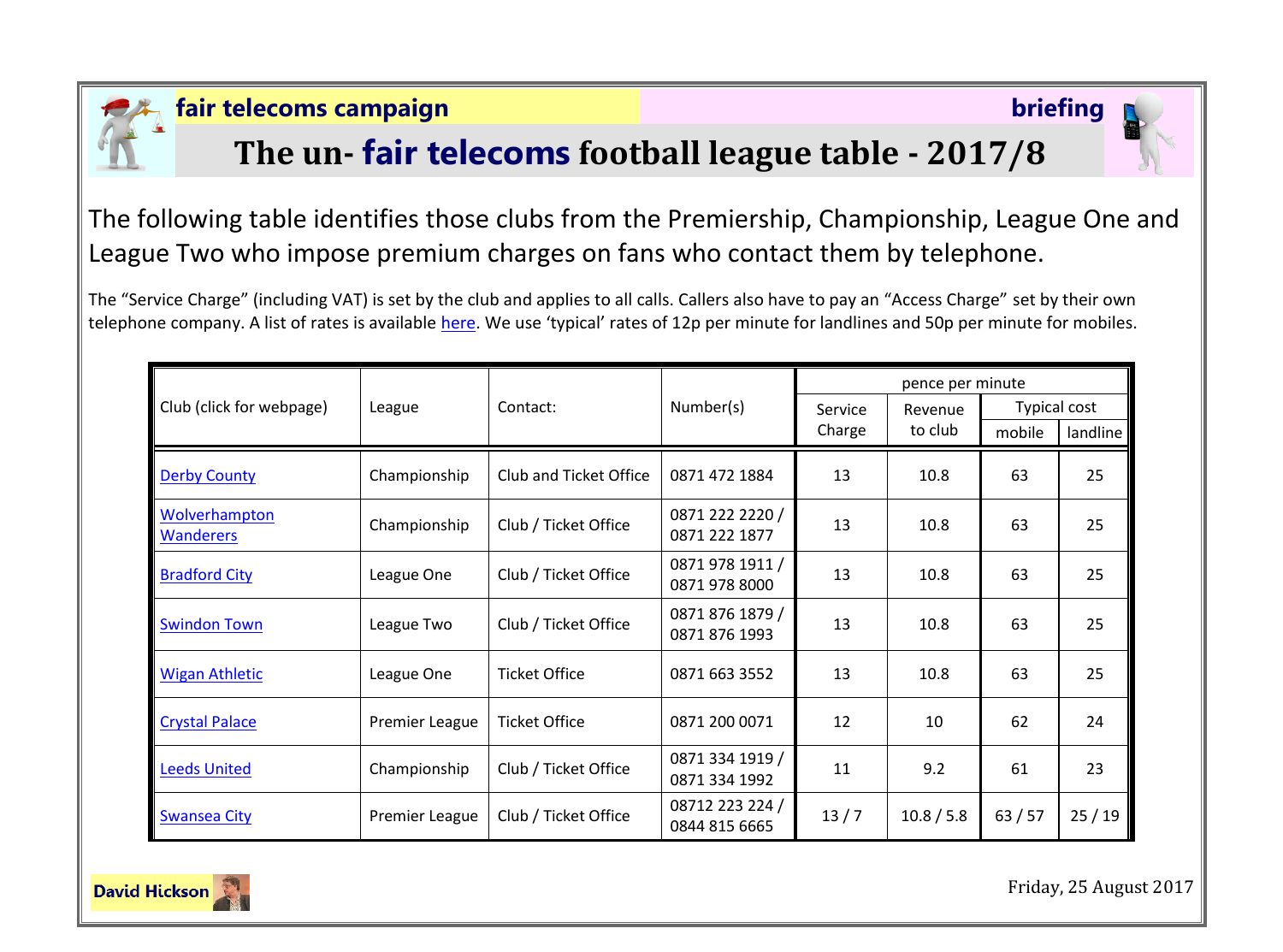**fair telecoms campaign** **briefing**

# The un- fair telecoms football league table - 2017/8

The following table identifies those clubs from the Premiership, Championship, League One and League Two who impose premium charges on fans who contact them by telephone.

The "Service Charge" (including VAT) is set by the club and applies to all calls. Callers also have to pay an "Access Charge" set by their own telephone company. A list of rates is available here. We use 'typical' rates of 12p per minute for landlines and 50p per minute for mobiles.

| Club (click for webpage) | League | Contact: | Number(s) | pence per minute | | | |
|---|---|---|---|---|---|---|---|
| | | | | Service Charge | Revenue to club | Typical cost | |
| | | | | | | mobile | landline |
| Derby County | Championship | Club and Ticket Office | 0871 472 1884 | 13 | 10.8 | 63 | 25 |
| Wolverhampton Wanderers | Championship | Club / Ticket Office | 0871 222 2220 / 0871 222 1877 | 13 | 10.8 | 63 | 25 |
| Bradford City | League One | Club / Ticket Office | 0871 978 1911 / 0871 978 8000 | 13 | 10.8 | 63 | 25 |
| Swindon Town | League Two | Club / Ticket Office | 0871 876 1879 / 0871 876 1993 | 13 | 10.8 | 63 | 25 |
| Wigan Athletic | League One | Ticket Office | 0871 663 3552 | 13 | 10.8 | 63 | 25 |
| Crystal Palace | Premier League | Ticket Office | 0871 200 0071 | 12 | 10 | 62 | 24 |
| Leeds United | Championship | Club / Ticket Office | 0871 334 1919 / 0871 334 1992 | 11 | 9.2 | 61 | 23 |
| Swansea City | Premier League | Club / Ticket Office | 08712 223 224 / 0844 815 6665 | 13 / 7 | 10.8 / 5.8 | 63 / 57 | 25 / 19 |

David Hickson

Friday, 25 August 2017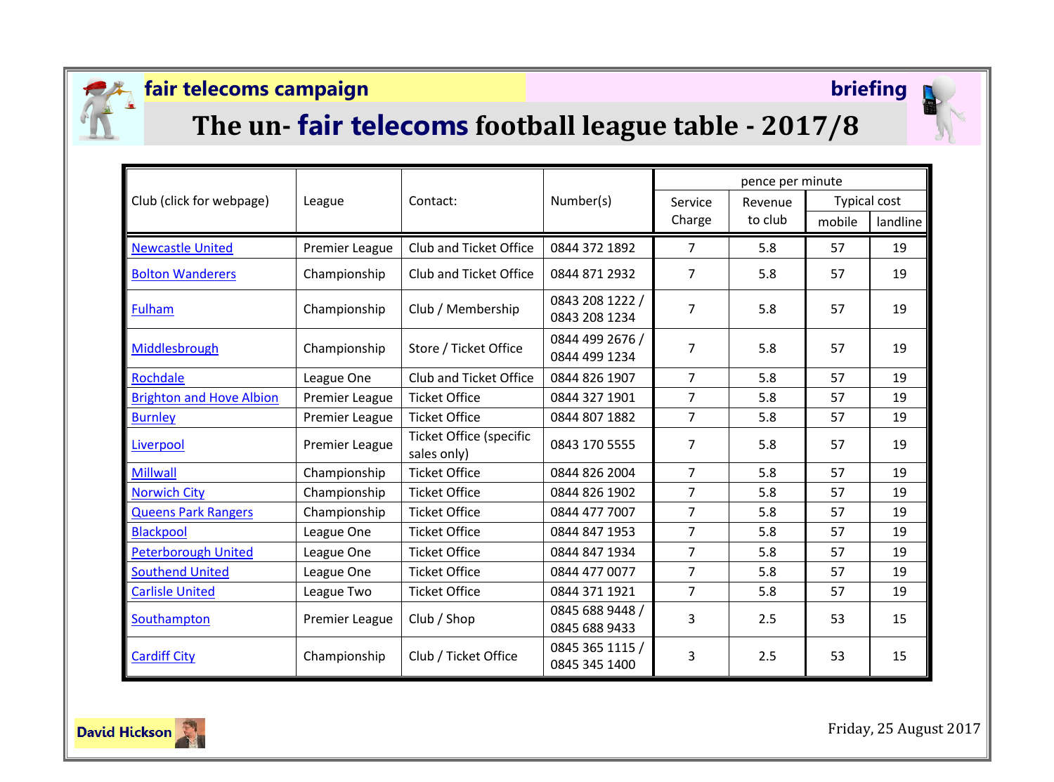**fair telecoms campaign** **briefing**

# The un- fair telecoms football league table - 2017/8

| Club (click for webpage) | League | Contact: | Number(s) | pence per minute | | | |
|---|---|---|---|---|---|---|---|
| | | | | Service Charge | Revenue to club | Typical cost | |
| | | | | | | mobile | landline |
| Newcastle United | Premier League | Club and Ticket Office | 0844 372 1892 | 7 | 5.8 | 57 | 19 |
| Bolton Wanderers | Championship | Club and Ticket Office | 0844 871 2932 | 7 | 5.8 | 57 | 19 |
| Fulham | Championship | Club / Membership | 0843 208 1222 / 0843 208 1234 | 7 | 5.8 | 57 | 19 |
| Middlesbrough | Championship | Store / Ticket Office | 0844 499 2676 / 0844 499 1234 | 7 | 5.8 | 57 | 19 |
| Rochdale | League One | Club and Ticket Office | 0844 826 1907 | 7 | 5.8 | 57 | 19 |
| Brighton and Hove Albion | Premier League | Ticket Office | 0844 327 1901 | 7 | 5.8 | 57 | 19 |
| Burnley | Premier League | Ticket Office | 0844 807 1882 | 7 | 5.8 | 57 | 19 |
| Liverpool | Premier League | Ticket Office (specific sales only) | 0843 170 5555 | 7 | 5.8 | 57 | 19 |
| Millwall | Championship | Ticket Office | 0844 826 2004 | 7 | 5.8 | 57 | 19 |
| Norwich City | Championship | Ticket Office | 0844 826 1902 | 7 | 5.8 | 57 | 19 |
| Queens Park Rangers | Championship | Ticket Office | 0844 477 7007 | 7 | 5.8 | 57 | 19 |
| Blackpool | League One | Ticket Office | 0844 847 1953 | 7 | 5.8 | 57 | 19 |
| Peterborough United | League One | Ticket Office | 0844 847 1934 | 7 | 5.8 | 57 | 19 |
| Southend United | League One | Ticket Office | 0844 477 0077 | 7 | 5.8 | 57 | 19 |
| Carlisle United | League Two | Ticket Office | 0844 371 1921 | 7 | 5.8 | 57 | 19 |
| Southampton | Premier League | Club / Shop | 0845 688 9448 / 0845 688 9433 | 3 | 2.5 | 53 | 15 |
| Cardiff City | Championship | Club / Ticket Office | 0845 365 1115 / 0845 345 1400 | 3 | 2.5 | 53 | 15 |

David Hickson

Friday, 25 August 2017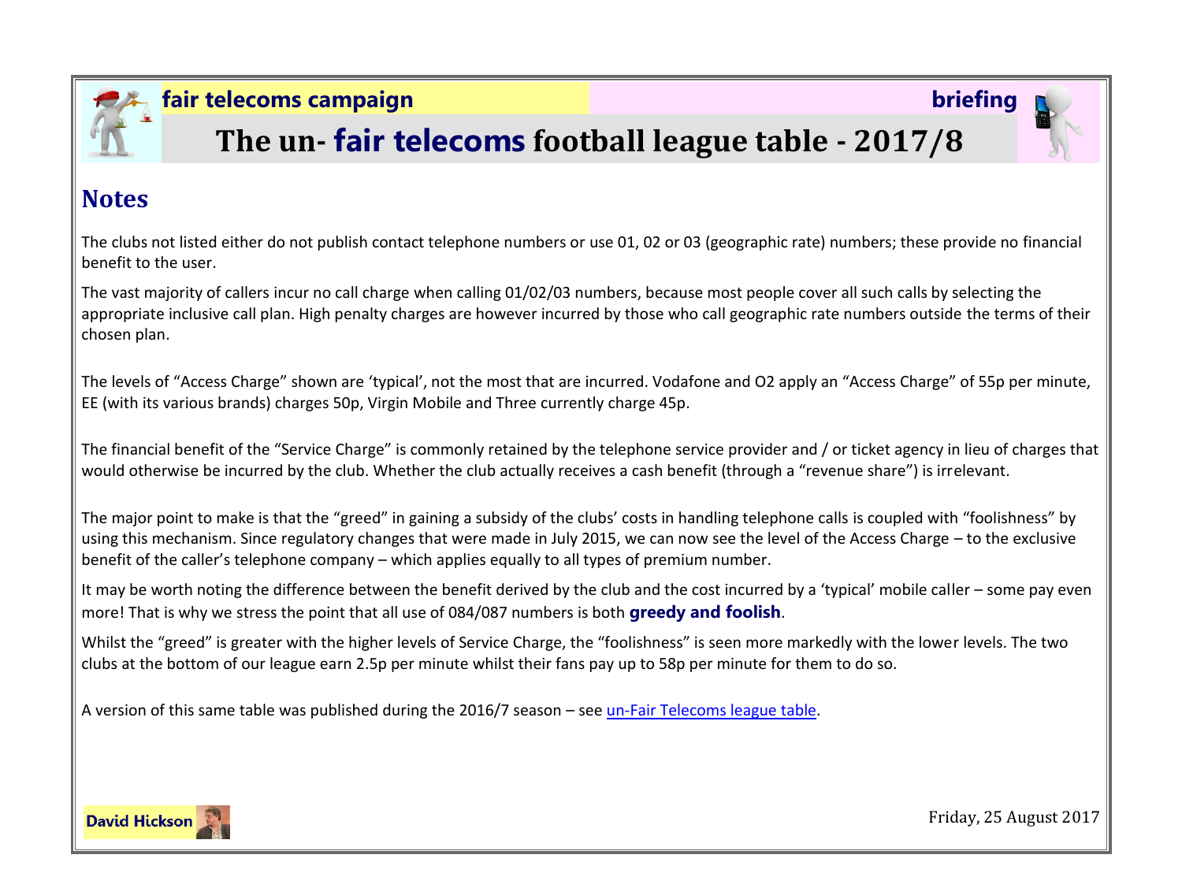fair telecoms campaign briefing

# The un- fair telecoms football league table - 2017/8

## Notes

The clubs not listed either do not publish contact telephone numbers or use 01, 02 or 03 (geographic rate) numbers; these provide no financial benefit to the user.

The vast majority of callers incur no call charge when calling 01/02/03 numbers, because most people cover all such calls by selecting the appropriate inclusive call plan. High penalty charges are however incurred by those who call geographic rate numbers outside the terms of their chosen plan.

The levels of "Access Charge" shown are 'typical', not the most that are incurred. Vodafone and O2 apply an "Access Charge" of 55p per minute, EE (with its various brands) charges 50p, Virgin Mobile and Three currently charge 45p.

The financial benefit of the "Service Charge" is commonly retained by the telephone service provider and / or ticket agency in lieu of charges that would otherwise be incurred by the club. Whether the club actually receives a cash benefit (through a "revenue share") is irrelevant.

The major point to make is that the "greed" in gaining a subsidy of the clubs' costs in handling telephone calls is coupled with "foolishness" by using this mechanism. Since regulatory changes that were made in July 2015, we can now see the level of the Access Charge – to the exclusive benefit of the caller's telephone company – which applies equally to all types of premium number.

It may be worth noting the difference between the benefit derived by the club and the cost incurred by a 'typical' mobile caller – some pay even more! That is why we stress the point that all use of 084/087 numbers is both **greedy and foolish**.

Whilst the "greed" is greater with the higher levels of Service Charge, the "foolishness" is seen more markedly with the lower levels. The two clubs at the bottom of our league earn 2.5p per minute whilst their fans pay up to 58p per minute for them to do so.

A version of this same table was published during the 2016/7 season – see un-Fair Telecoms league table.

David Hickson

Friday, 25 August 2017